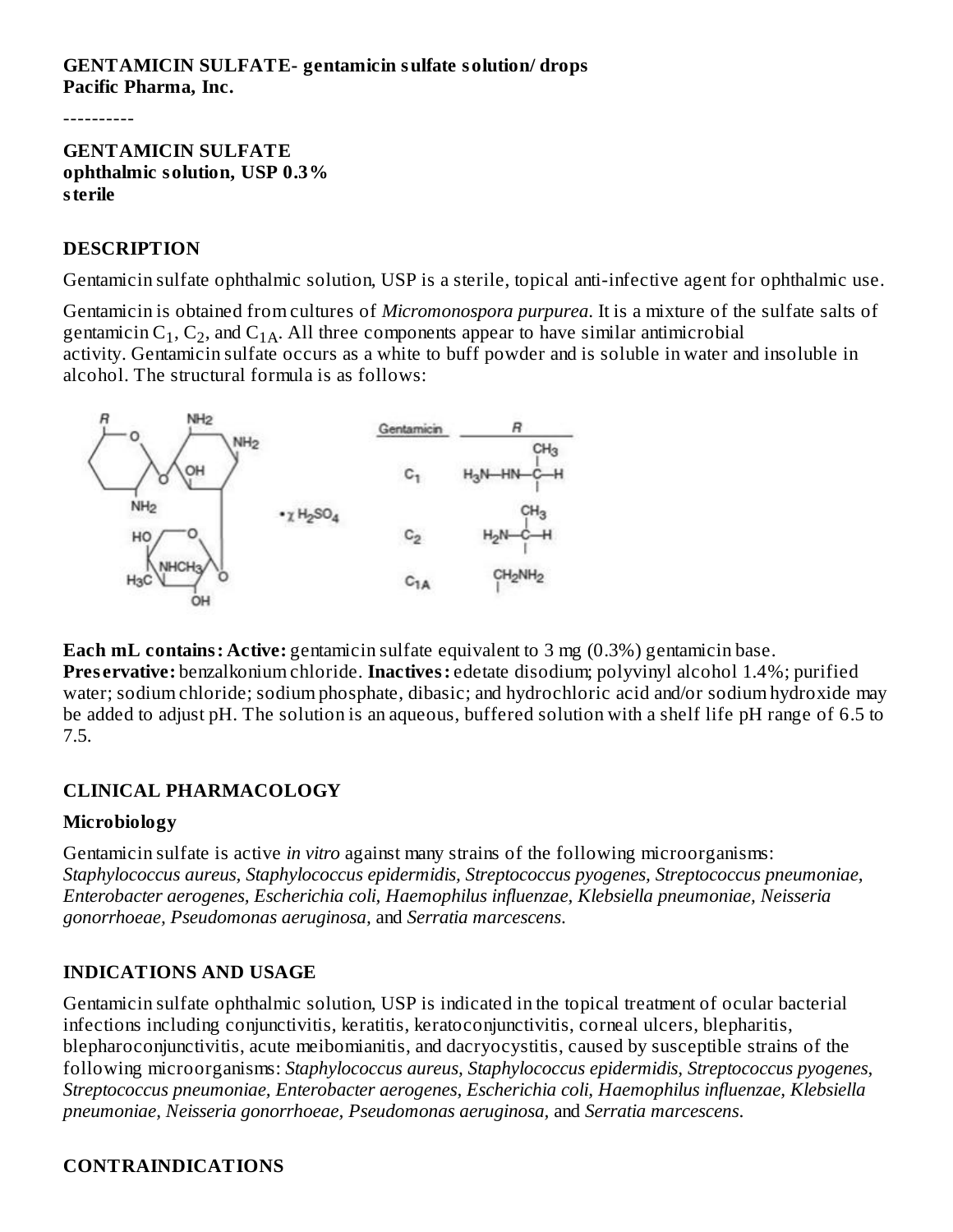**GENTAMICIN SULFATE- gentamicin sulfate solution/ drops**
**Pacific Pharma, Inc.**

----------

**GENTAMICIN SULFATE**
**ophthalmic solution, USP 0.3%**
**sterile**

## DESCRIPTION

Gentamicin sulfate ophthalmic solution, USP is a sterile, topical anti-infective agent for ophthalmic use.

Gentamicin is obtained from cultures of *Micromonospora purpurea*. It is a mixture of the sulfate salts of gentamicin $C_1$, $C_2$, and $C_{1A}$. All three components appear to have similar antimicrobial activity. Gentamicin sulfate occurs as a white to buff powder and is soluble in water and insoluble in alcohol. The structural formula is as follows:

| Gentamicin | R |
|---|---|
| $C_1$ | $H_3N$—HN—C($CH_3$)—H |
| $C_2$ | $H_2N$—C($CH_3$)—H |
| $C_{1A}$ | $CH_2NH_2$ |

**Each mL contains: Active:** gentamicin sulfate equivalent to 3 mg (0.3%) gentamicin base. **Preservative:** benzalkonium chloride. **Inactives:** edetate disodium; polyvinyl alcohol 1.4%; purified water; sodium chloride; sodium phosphate, dibasic; and hydrochloric acid and/or sodium hydroxide may be added to adjust pH. The solution is an aqueous, buffered solution with a shelf life pH range of 6.5 to 7.5.

## CLINICAL PHARMACOLOGY

### Microbiology

Gentamicin sulfate is active *in vitro* against many strains of the following microorganisms: *Staphylococcus aureus, Staphylococcus epidermidis, Streptococcus pyogenes, Streptococcus pneumoniae, Enterobacter aerogenes, Escherichia coli, Haemophilus influenzae, Klebsiella pneumoniae, Neisseria gonorrhoeae, Pseudomonas aeruginosa,* and *Serratia marcescens*.

## INDICATIONS AND USAGE

Gentamicin sulfate ophthalmic solution, USP is indicated in the topical treatment of ocular bacterial infections including conjunctivitis, keratitis, keratoconjunctivitis, corneal ulcers, blepharitis, blepharoconjunctivitis, acute meibomianitis, and dacryocystitis, caused by susceptible strains of the following microorganisms: *Staphylococcus aureus, Staphylococcus epidermidis, Streptococcus pyogenes, Streptococcus pneumoniae, Enterobacter aerogenes, Escherichia coli, Haemophilus influenzae, Klebsiella pneumoniae, Neisseria gonorrhoeae, Pseudomonas aeruginosa,* and *Serratia marcescens*.

## CONTRAINDICATIONS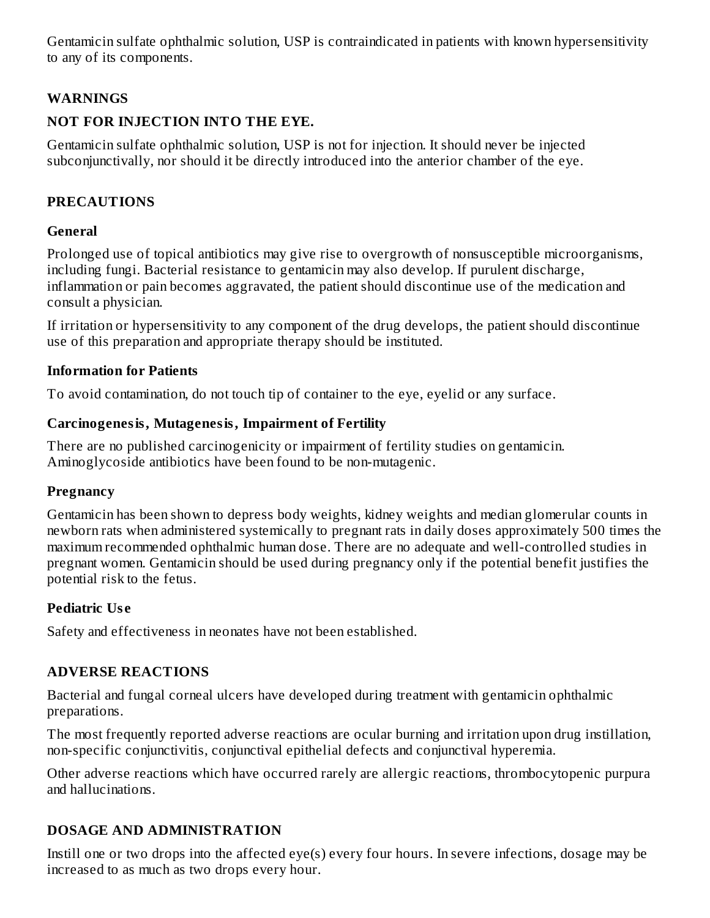Gentamicin sulfate ophthalmic solution, USP is contraindicated in patients with known hypersensitivity to any of its components.

## WARNINGS

### NOT FOR INJECTION INTO THE EYE.

Gentamicin sulfate ophthalmic solution, USP is not for injection. It should never be injected subconjunctivally, nor should it be directly introduced into the anterior chamber of the eye.

## PRECAUTIONS

### General

Prolonged use of topical antibiotics may give rise to overgrowth of nonsusceptible microorganisms, including fungi. Bacterial resistance to gentamicin may also develop. If purulent discharge, inflammation or pain becomes aggravated, the patient should discontinue use of the medication and consult a physician.

If irritation or hypersensitivity to any component of the drug develops, the patient should discontinue use of this preparation and appropriate therapy should be instituted.

### Information for Patients

To avoid contamination, do not touch tip of container to the eye, eyelid or any surface.

### Carcinogenesis, Mutagenesis, Impairment of Fertility

There are no published carcinogenicity or impairment of fertility studies on gentamicin. Aminoglycoside antibiotics have been found to be non-mutagenic.

### Pregnancy

Gentamicin has been shown to depress body weights, kidney weights and median glomerular counts in newborn rats when administered systemically to pregnant rats in daily doses approximately 500 times the maximum recommended ophthalmic human dose. There are no adequate and well-controlled studies in pregnant women. Gentamicin should be used during pregnancy only if the potential benefit justifies the potential risk to the fetus.

### Pediatric Use

Safety and effectiveness in neonates have not been established.

## ADVERSE REACTIONS

Bacterial and fungal corneal ulcers have developed during treatment with gentamicin ophthalmic preparations.

The most frequently reported adverse reactions are ocular burning and irritation upon drug instillation, non-specific conjunctivitis, conjunctival epithelial defects and conjunctival hyperemia.

Other adverse reactions which have occurred rarely are allergic reactions, thrombocytopenic purpura and hallucinations.

## DOSAGE AND ADMINISTRATION

Instill one or two drops into the affected eye(s) every four hours. In severe infections, dosage may be increased to as much as two drops every hour.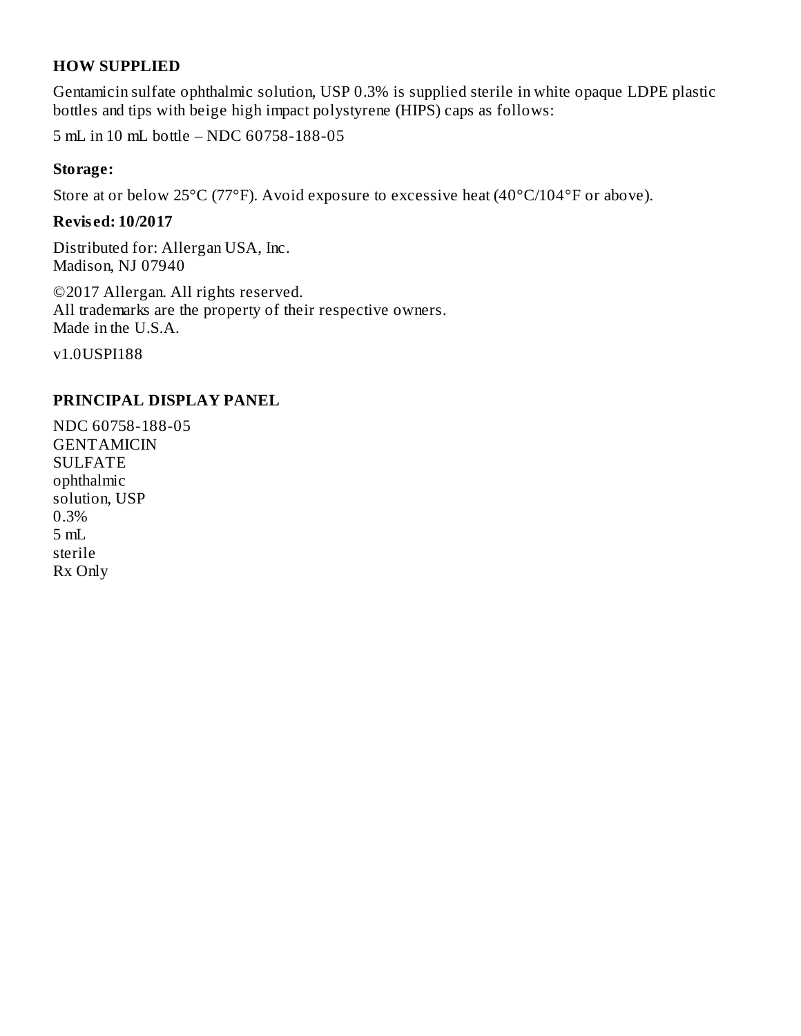## HOW SUPPLIED

Gentamicin sulfate ophthalmic solution, USP 0.3% is supplied sterile in white opaque LDPE plastic bottles and tips with beige high impact polystyrene (HIPS) caps as follows:

5 mL in 10 mL bottle – NDC 60758-188-05

### Storage:

Store at or below 25°C (77°F). Avoid exposure to excessive heat (40°C/104°F or above).

### Revised: 10/2017

Distributed for: Allergan USA, Inc.
Madison, NJ 07940

©2017 Allergan. All rights reserved.
All trademarks are the property of their respective owners.
Made in the U.S.A.

v1.0USPI188

## PRINCIPAL DISPLAY PANEL

NDC 60758-188-05
GENTAMICIN
SULFATE
ophthalmic
solution, USP
0.3%
5 mL
sterile
Rx Only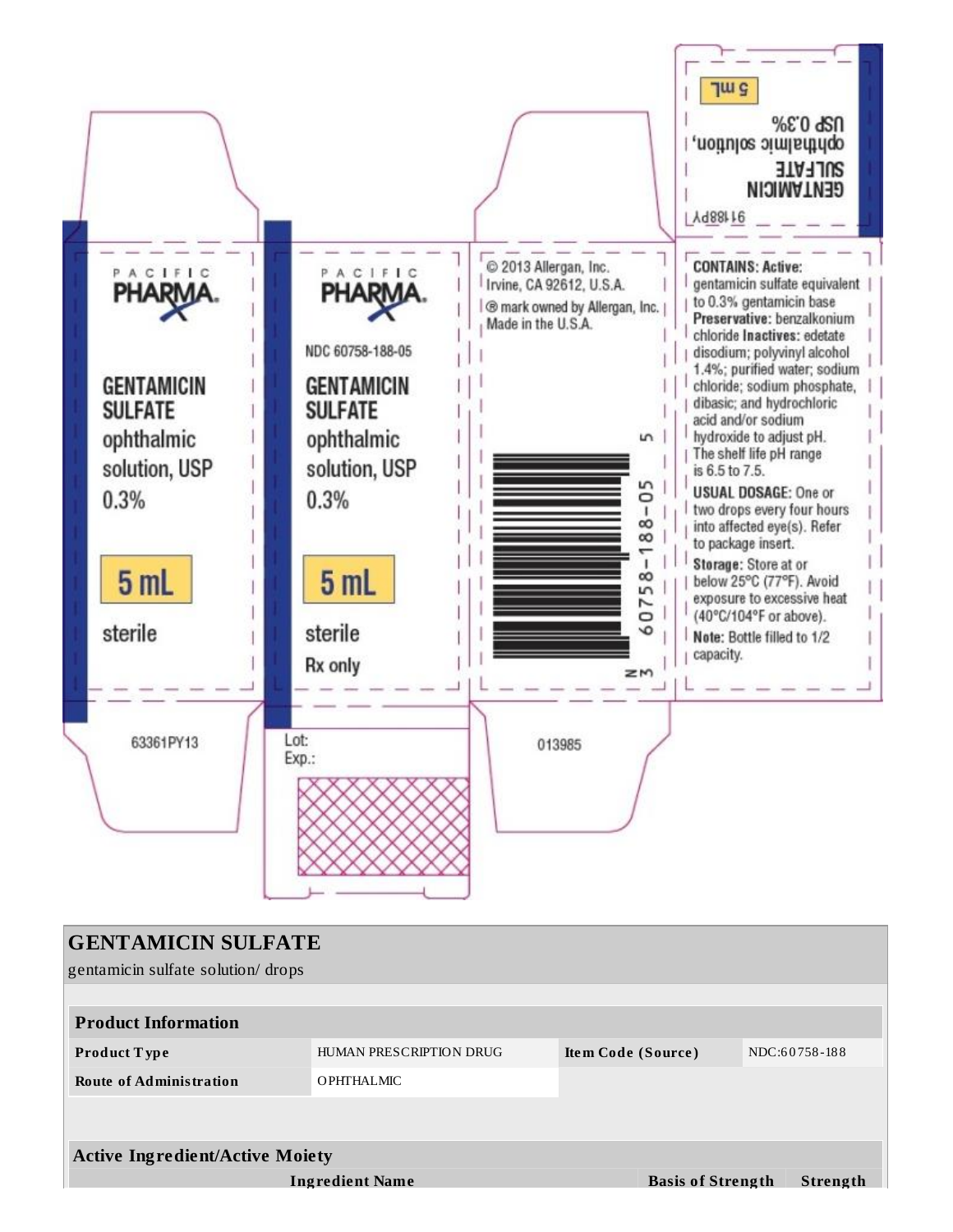PACIFIC PHARMA

GENTAMICIN SULFATE ophthalmic solution, USP 0.3%

5 mL

sterile

63361PY13

PACIFIC PHARMA

NDC 60758-188-05

GENTAMICIN SULFATE ophthalmic solution, USP 0.3%

5 mL

sterile

Rx only

Lot:
Exp.:

© 2013 Allergan, Inc.
Irvine, CA 92612, U.S.A.
® mark owned by Allergan, Inc.
Made in the U.S.A.

N 3 60758-188-05 5

013985

91188PY

GENTAMICIN SULFATE ophthalmic solution, USP 0.3%

5 mL

**CONTAINS: Active:** gentamicin sulfate equivalent to 0.3% gentamicin base **Preservative:** benzalkonium chloride **Inactives:** edetate disodium; polyvinyl alcohol 1.4%; purified water; sodium chloride; sodium phosphate, dibasic; and hydrochloric acid and/or sodium hydroxide to adjust pH. The shelf life pH range is 6.5 to 7.5.

**USUAL DOSAGE:** One or two drops every four hours into affected eye(s). Refer to package insert.

**Storage:** Store at or below 25°C (77°F). Avoid exposure to excessive heat (40°C/104°F or above).

**Note:** Bottle filled to 1/2 capacity.

## GENTAMICIN SULFATE

gentamicin sulfate solution/ drops

| **Product Information** | | | |
|---|---|---|---|
| **Product Type** | HUMAN PRESCRIPTION DRUG | **Item Code (Source)** | NDC:60758-188 |
| **Route of Administration** | OPHTHALMIC | | |

| **Active Ingredient/Active Moiety** | | |
|---|---|---|
| **Ingredient Name** | **Basis of Strength** | **Strength** |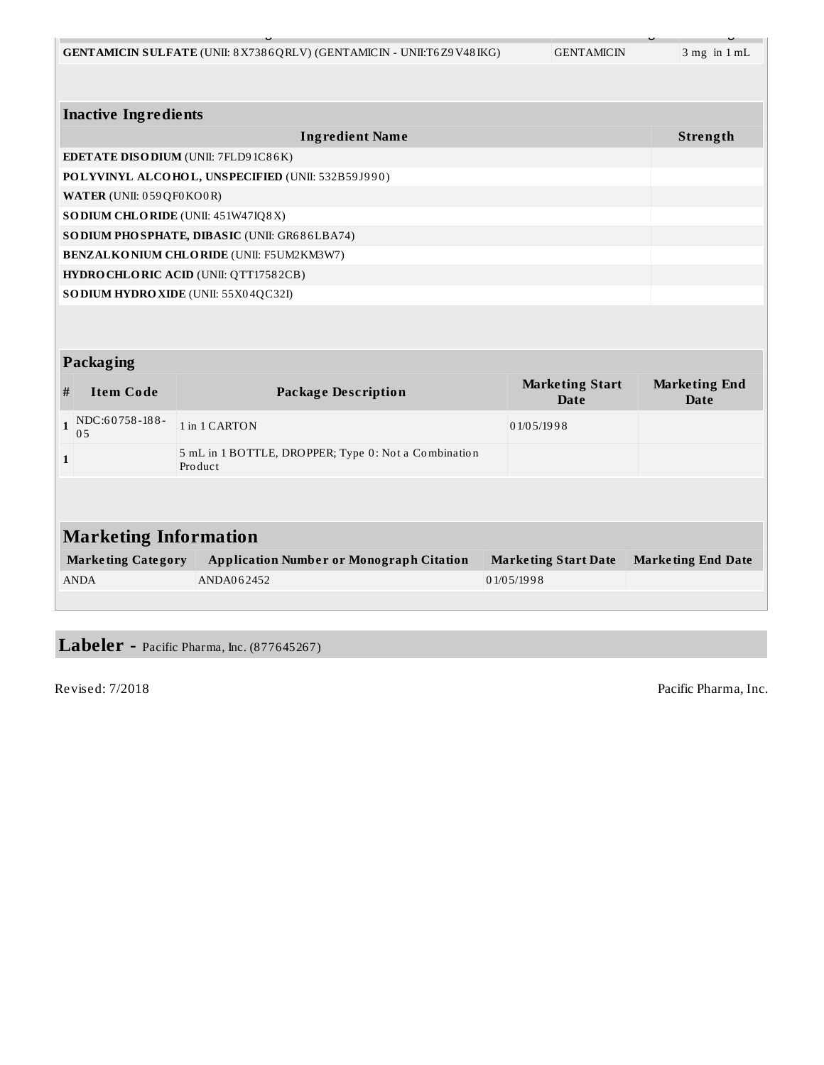| | | |
|---|---|---|
| **GENTAMICIN SULFATE** (UNII: 8X7386QRLV) (GENTAMICIN - UNII:T6Z9V48IKG) | GENTAMICIN | 3 mg in 1 mL |

| Inactive Ingredients | |
|---|---|
| **Ingredient Name** | **Strength** |
| **EDETATE DISODIUM** (UNII: 7FLD91C86K) | |
| **POLYVINYL ALCOHOL, UNSPECIFIED** (UNII: 532B59J990) | |
| **WATER** (UNII: 059QF0KO0R) | |
| **SODIUM CHLORIDE** (UNII: 451W47IQ8X) | |
| **SODIUM PHOSPHATE, DIBASIC** (UNII: GR686LBA74) | |
| **BENZALKONIUM CHLORIDE** (UNII: F5UM2KM3W7) | |
| **HYDROCHLORIC ACID** (UNII: QTT17582CB) | |
| **SODIUM HYDROXIDE** (UNII: 55X04QC32I) | |

## Packaging

| # | Item Code | Package Description | Marketing Start Date | Marketing End Date |
|---|---|---|---|---|
| 1 | NDC:60758-188-05 | 1 in 1 CARTON | 01/05/1998 | |
| 1 | | 5 mL in 1 BOTTLE, DROPPER; Type 0: Not a Combination Product | | |

## Marketing Information

| Marketing Category | Application Number or Monograph Citation | Marketing Start Date | Marketing End Date |
|---|---|---|---|
| ANDA | ANDA062452 | 01/05/1998 | |

## Labeler - Pacific Pharma, Inc. (877645267)

Revised: 7/2018

Pacific Pharma, Inc.